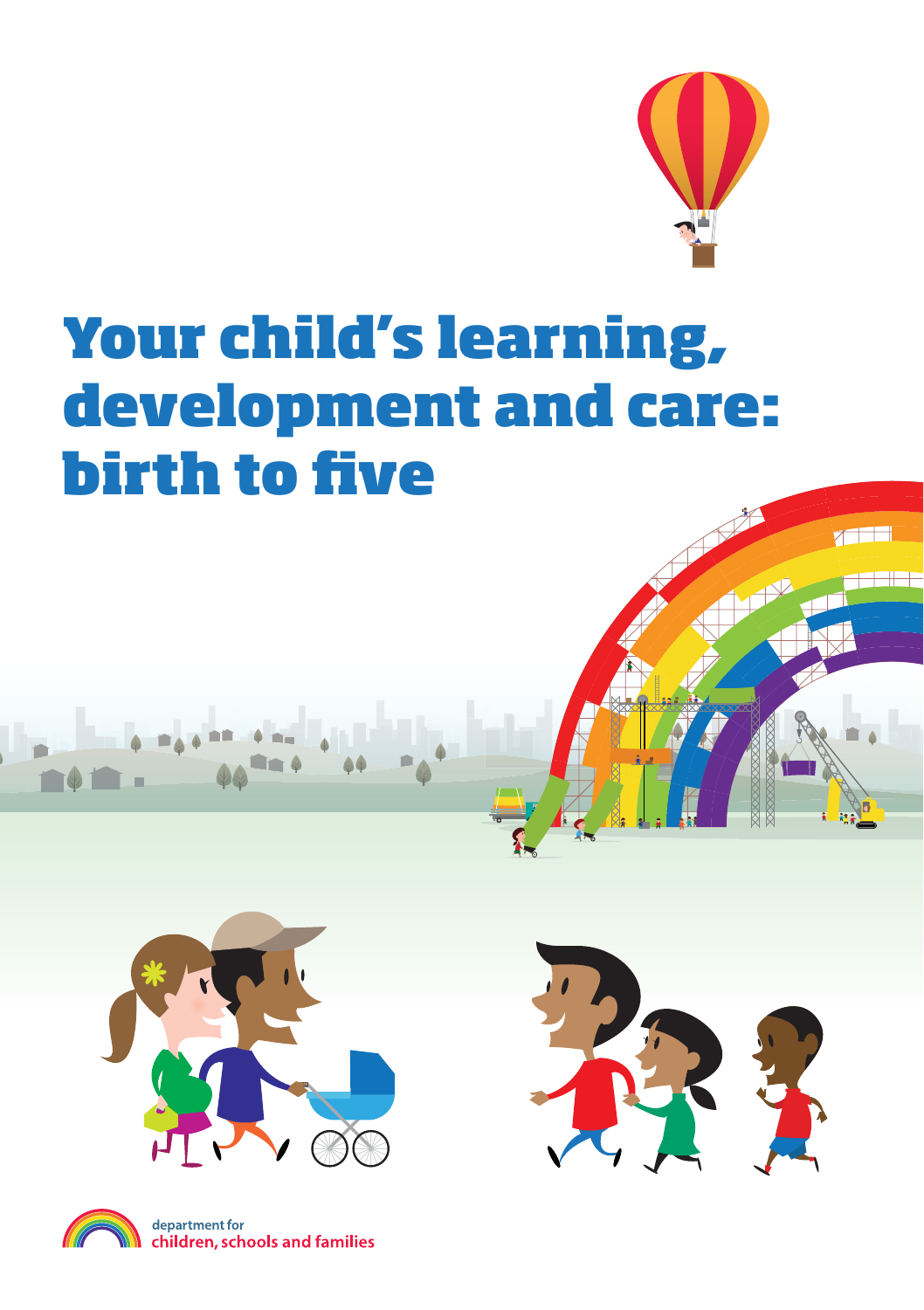# Your child's learning, development and care: birth to five

department for
children, schools and families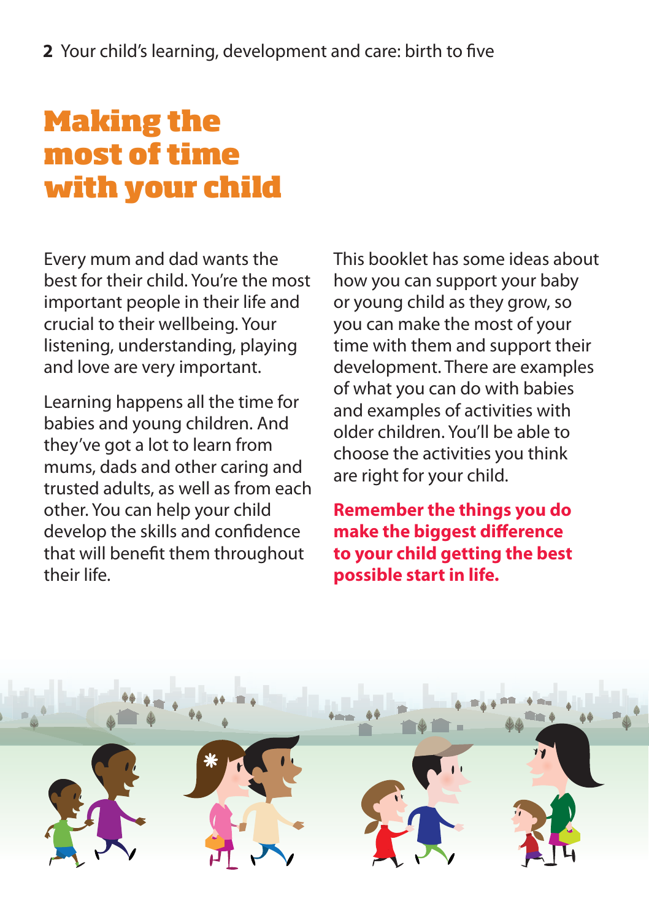# Making the most of time with your child

Every mum and dad wants the best for their child. You're the most important people in their life and crucial to their wellbeing. Your listening, understanding, playing and love are very important.

Learning happens all the time for babies and young children. And they've got a lot to learn from mums, dads and other caring and trusted adults, as well as from each other. You can help your child develop the skills and confidence that will benefit them throughout their life.

This booklet has some ideas about how you can support your baby or young child as they grow, so you can make the most of your time with them and support their development. There are examples of what you can do with babies and examples of activities with older children. You'll be able to choose the activities you think are right for your child.

**Remember the things you do make the biggest difference to your child getting the best possible start in life.**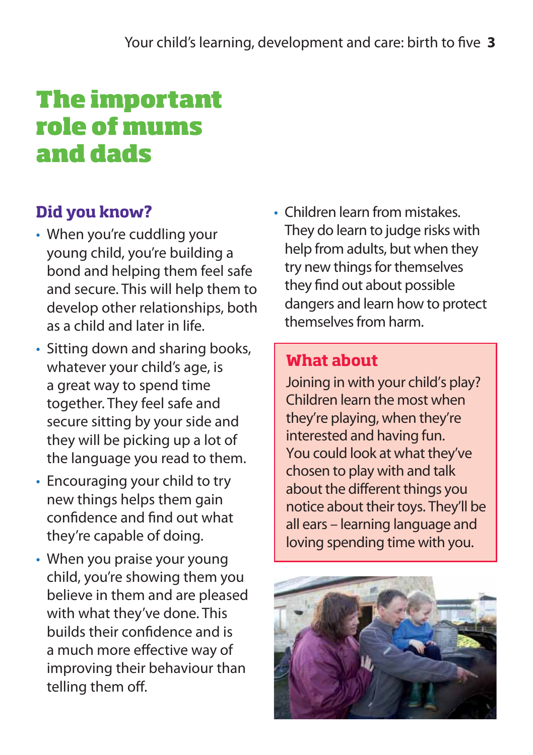# The important role of mums and dads

## Did you know?

- When you're cuddling your young child, you're building a bond and helping them feel safe and secure. This will help them to develop other relationships, both as a child and later in life.
- Sitting down and sharing books, whatever your child's age, is a great way to spend time together. They feel safe and secure sitting by your side and they will be picking up a lot of the language you read to them.
- Encouraging your child to try new things helps them gain confidence and find out what they're capable of doing.
- When you praise your young child, you're showing them you believe in them and are pleased with what they've done. This builds their confidence and is a much more effective way of improving their behaviour than telling them off.
- Children learn from mistakes. They do learn to judge risks with help from adults, but when they try new things for themselves they find out about possible dangers and learn how to protect themselves from harm.

### What about

Joining in with your child's play? Children learn the most when they're playing, when they're interested and having fun. You could look at what they've chosen to play with and talk about the different things you notice about their toys. They'll be all ears – learning language and loving spending time with you.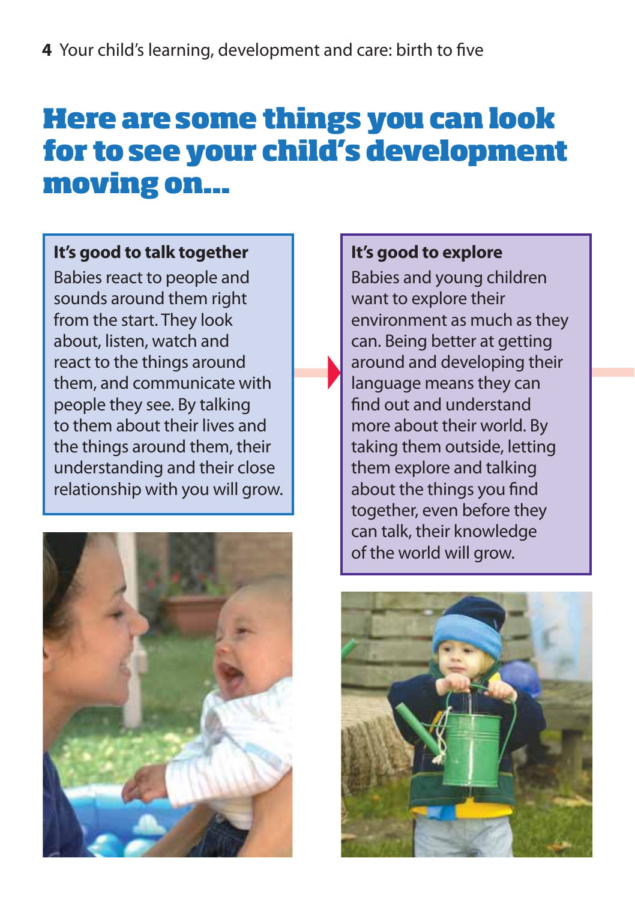# Here are some things you can look for to see your child's development moving on...

**It's good to talk together**

Babies react to people and sounds around them right from the start. They look about, listen, watch and react to the things around them, and communicate with people they see. By talking to them about their lives and the things around them, their understanding and their close relationship with you will grow.

**It's good to explore**

Babies and young children want to explore their environment as much as they can. Being better at getting around and developing their language means they can find out and understand more about their world. By taking them outside, letting them explore and talking about the things you find together, even before they can talk, their knowledge of the world will grow.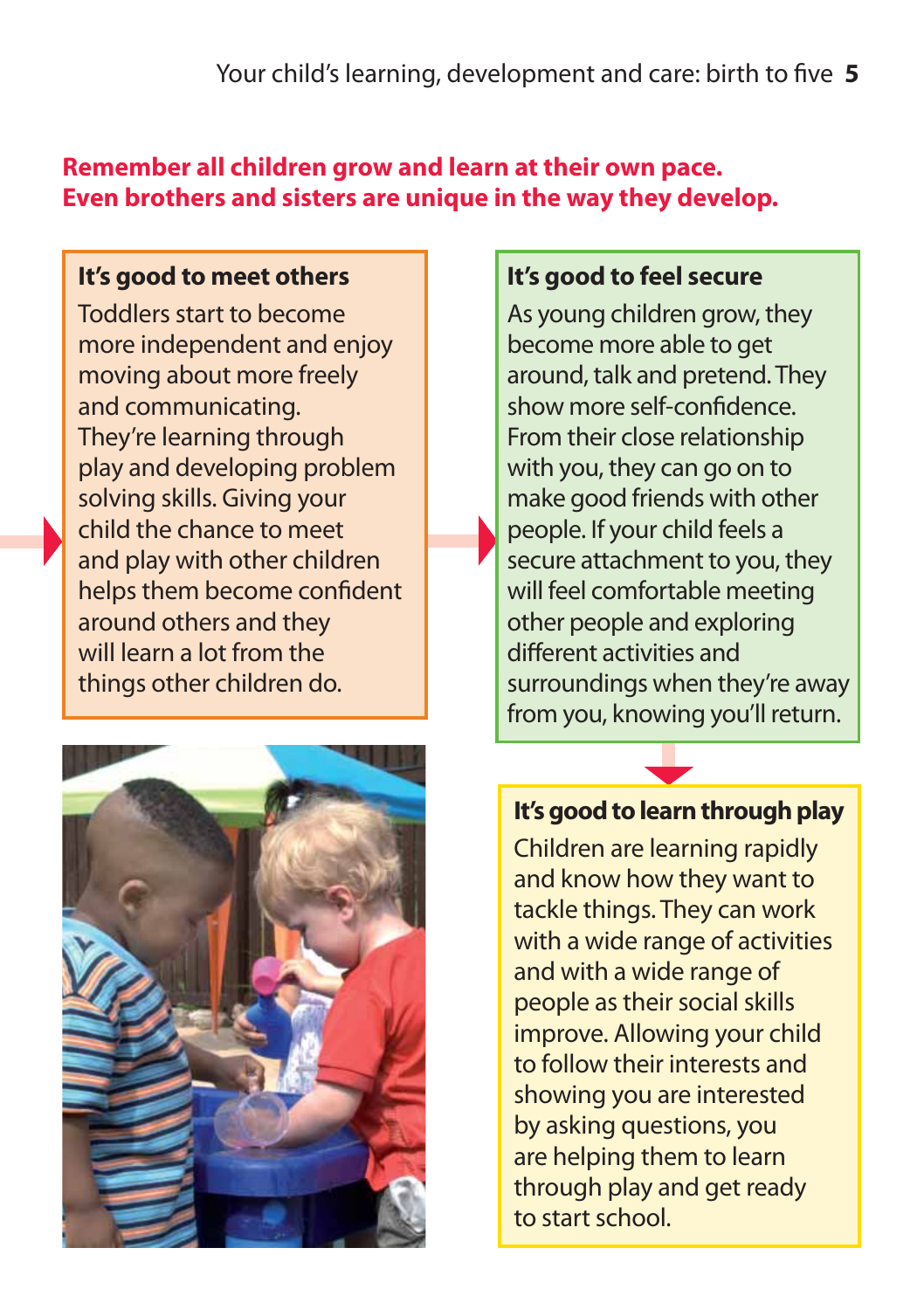**Remember all children grow and learn at their own pace. Even brothers and sisters are unique in the way they develop.**

### It's good to meet others

Toddlers start to become more independent and enjoy moving about more freely and communicating. They're learning through play and developing problem solving skills. Giving your child the chance to meet and play with other children helps them become confident around others and they will learn a lot from the things other children do.

### It's good to feel secure

As young children grow, they become more able to get around, talk and pretend. They show more self-confidence. From their close relationship with you, they can go on to make good friends with other people. If your child feels a secure attachment to you, they will feel comfortable meeting other people and exploring different activities and surroundings when they're away from you, knowing you'll return.

### It's good to learn through play

Children are learning rapidly and know how they want to tackle things. They can work with a wide range of activities and with a wide range of people as their social skills improve. Allowing your child to follow their interests and showing you are interested by asking questions, you are helping them to learn through play and get ready to start school.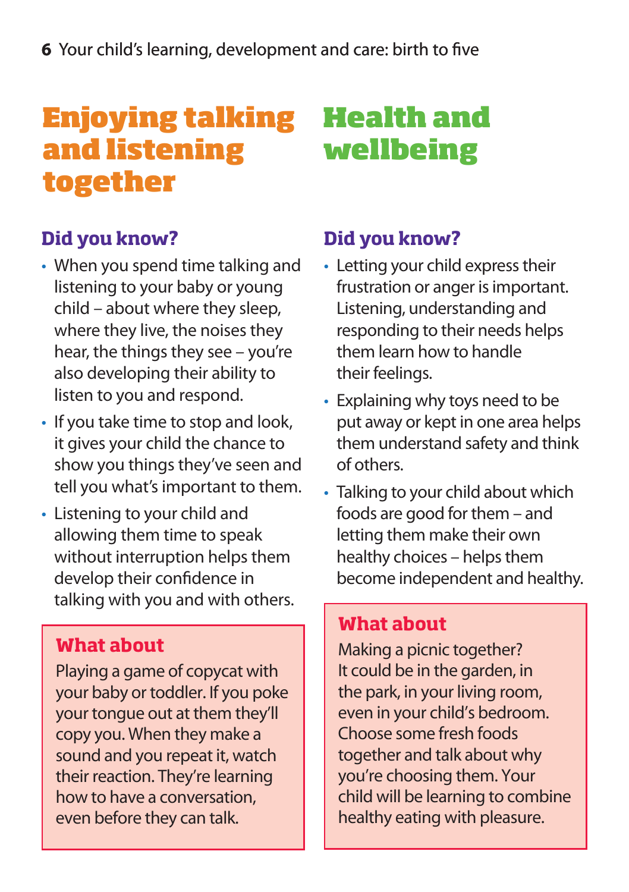# Enjoying talking and listening together

### Did you know?

- When you spend time talking and listening to your baby or young child – about where they sleep, where they live, the noises they hear, the things they see – you're also developing their ability to listen to you and respond.
- If you take time to stop and look, it gives your child the chance to show you things they've seen and tell you what's important to them.
- Listening to your child and allowing them time to speak without interruption helps them develop their confidence in talking with you and with others.

### What about

Playing a game of copycat with your baby or toddler. If you poke your tongue out at them they'll copy you. When they make a sound and you repeat it, watch their reaction. They're learning how to have a conversation, even before they can talk.

# Health and wellbeing

### Did you know?

- Letting your child express their frustration or anger is important. Listening, understanding and responding to their needs helps them learn how to handle their feelings.
- Explaining why toys need to be put away or kept in one area helps them understand safety and think of others.
- Talking to your child about which foods are good for them – and letting them make their own healthy choices – helps them become independent and healthy.

### What about

Making a picnic together? It could be in the garden, in the park, in your living room, even in your child's bedroom. Choose some fresh foods together and talk about why you're choosing them. Your child will be learning to combine healthy eating with pleasure.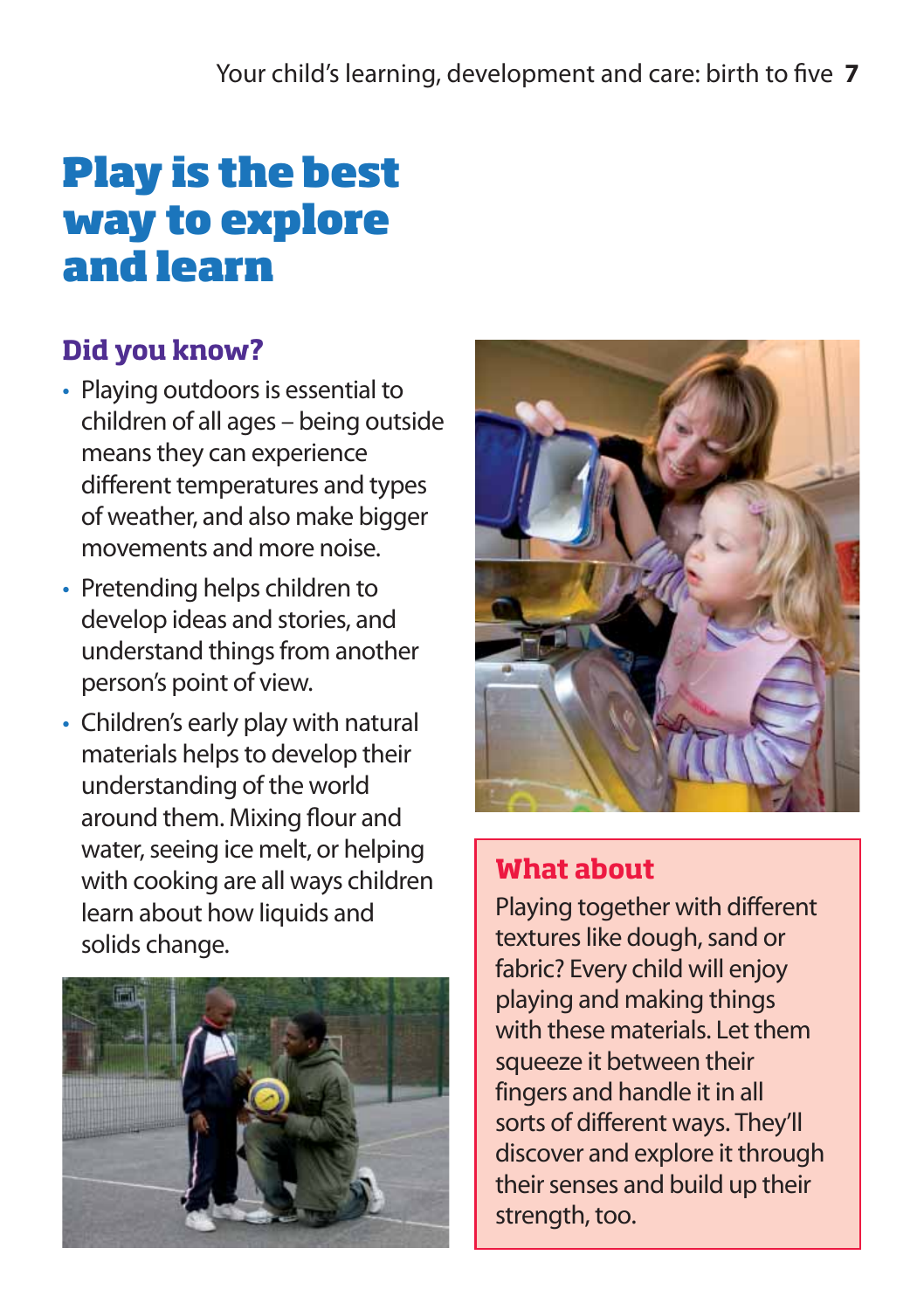# Play is the best way to explore and learn

## Did you know?

- Playing outdoors is essential to children of all ages – being outside means they can experience different temperatures and types of weather, and also make bigger movements and more noise.
- Pretending helps children to develop ideas and stories, and understand things from another person's point of view.
- Children's early play with natural materials helps to develop their understanding of the world around them. Mixing flour and water, seeing ice melt, or helping with cooking are all ways children learn about how liquids and solids change.

## What about

Playing together with different textures like dough, sand or fabric? Every child will enjoy playing and making things with these materials. Let them squeeze it between their fingers and handle it in all sorts of different ways. They'll discover and explore it through their senses and build up their strength, too.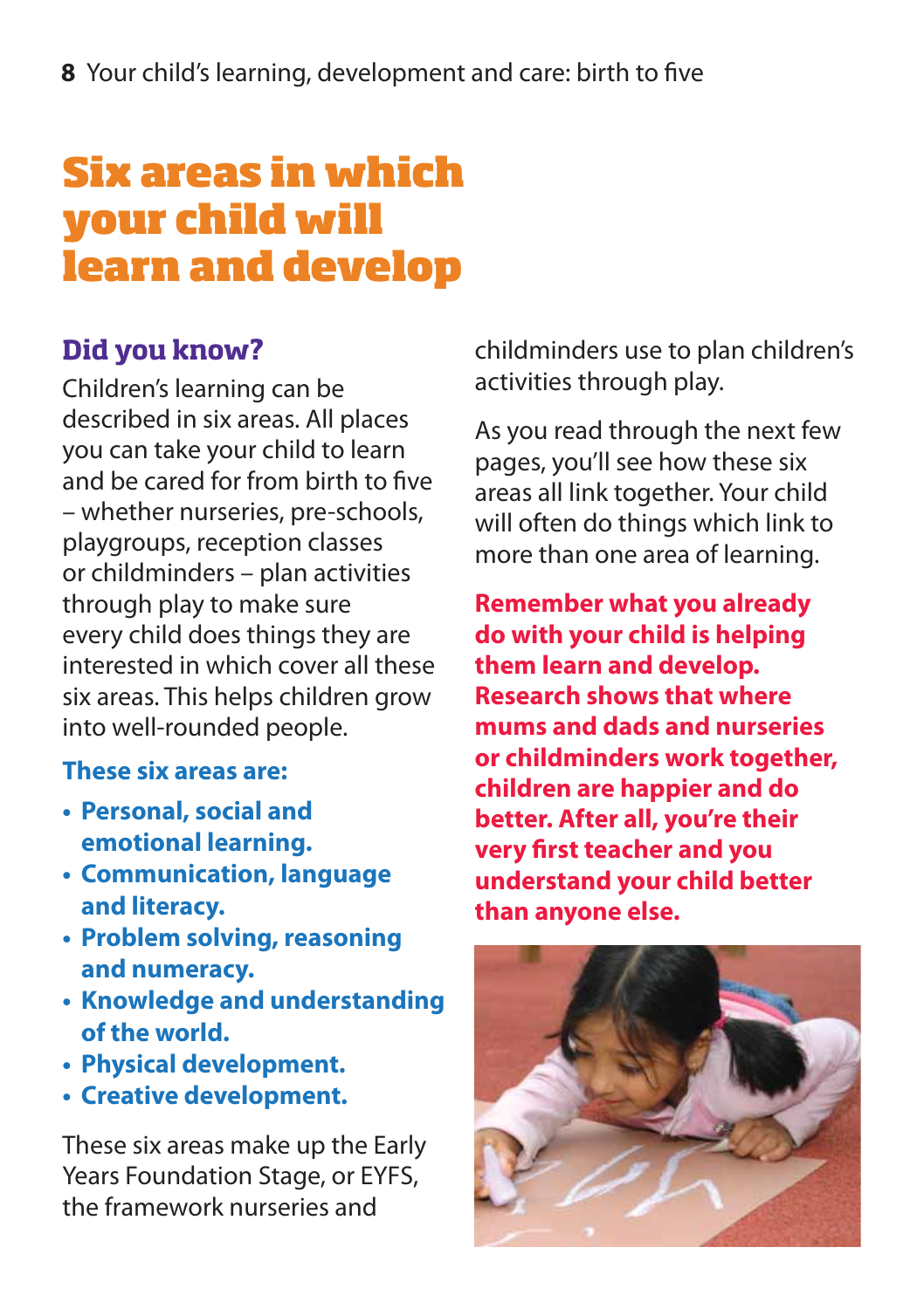# Six areas in which your child will learn and develop

## Did you know?

Children's learning can be described in six areas. All places you can take your child to learn and be cared for from birth to five – whether nurseries, pre-schools, playgroups, reception classes or childminders – plan activities through play to make sure every child does things they are interested in which cover all these six areas. This helps children grow into well-rounded people.

**These six areas are:**

- **Personal, social and emotional learning.**
- **Communication, language and literacy.**
- **Problem solving, reasoning and numeracy.**
- **Knowledge and understanding of the world.**
- **Physical development.**
- **Creative development.**

These six areas make up the Early Years Foundation Stage, or EYFS, the framework nurseries and childminders use to plan children's activities through play.

As you read through the next few pages, you'll see how these six areas all link together. Your child will often do things which link to more than one area of learning.

**Remember what you already do with your child is helping them learn and develop. Research shows that where mums and dads and nurseries or childminders work together, children are happier and do better. After all, you're their very first teacher and you understand your child better than anyone else.**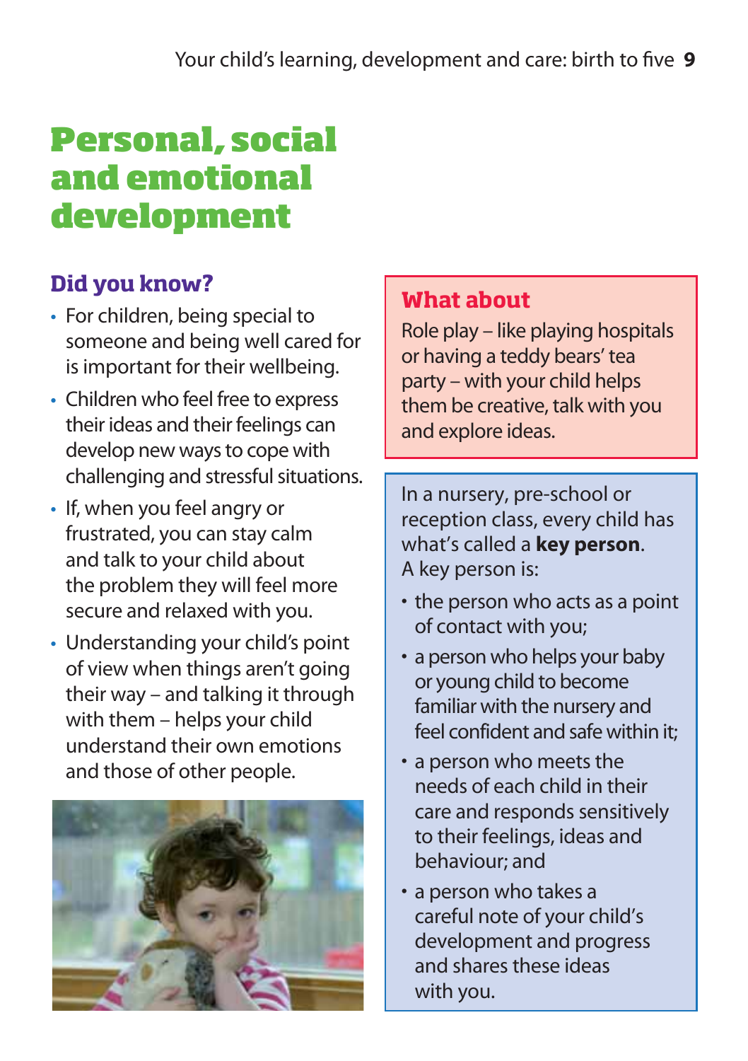# Personal, social and emotional development

## Did you know?

- For children, being special to someone and being well cared for is important for their wellbeing.
- Children who feel free to express their ideas and their feelings can develop new ways to cope with challenging and stressful situations.
- If, when you feel angry or frustrated, you can stay calm and talk to your child about the problem they will feel more secure and relaxed with you.
- Understanding your child's point of view when things aren't going their way – and talking it through with them – helps your child understand their own emotions and those of other people.

## What about

Role play – like playing hospitals or having a teddy bears' tea party – with your child helps them be creative, talk with you and explore ideas.

In a nursery, pre-school or reception class, every child has what's called a **key person**. A key person is:

- the person who acts as a point of contact with you;
- a person who helps your baby or young child to become familiar with the nursery and feel confident and safe within it;
- a person who meets the needs of each child in their care and responds sensitively to their feelings, ideas and behaviour; and
- a person who takes a careful note of your child's development and progress and shares these ideas with you.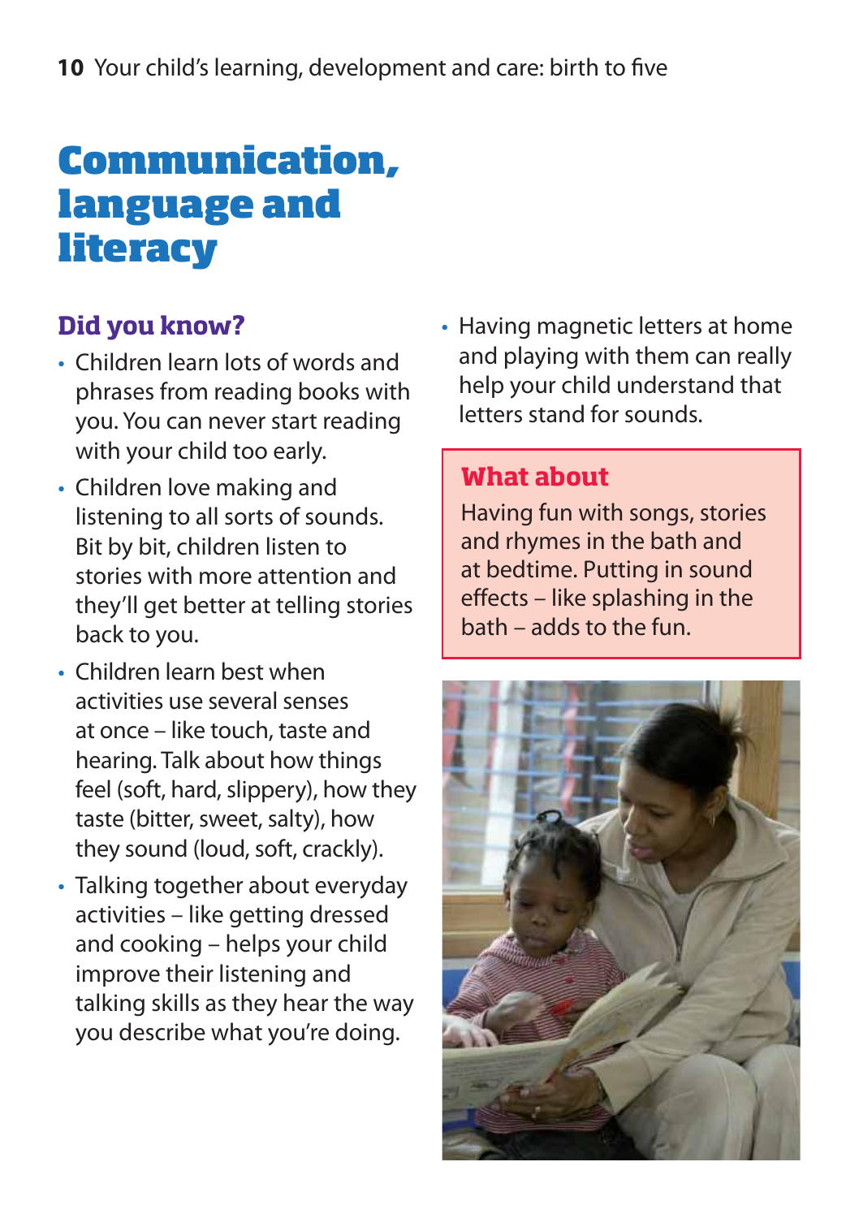# Communication, language and literacy

## Did you know?

- Children learn lots of words and phrases from reading books with you. You can never start reading with your child too early.
- Children love making and listening to all sorts of sounds. Bit by bit, children listen to stories with more attention and they'll get better at telling stories back to you.
- Children learn best when activities use several senses at once – like touch, taste and hearing. Talk about how things feel (soft, hard, slippery), how they taste (bitter, sweet, salty), how they sound (loud, soft, crackly).
- Talking together about everyday activities – like getting dressed and cooking – helps your child improve their listening and talking skills as they hear the way you describe what you're doing.
- Having magnetic letters at home and playing with them can really help your child understand that letters stand for sounds.

### What about

Having fun with songs, stories and rhymes in the bath and at bedtime. Putting in sound effects – like splashing in the bath – adds to the fun.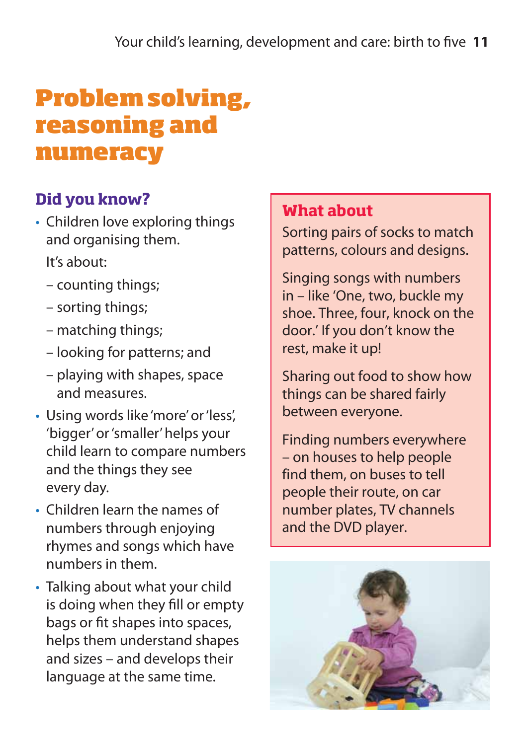# Problem solving, reasoning and numeracy

## Did you know?

- Children love exploring things and organising them.

  It's about:

  - counting things;
  - sorting things;
  - matching things;
  - looking for patterns; and
  - playing with shapes, space and measures.

- Using words like 'more' or 'less', 'bigger' or 'smaller' helps your child learn to compare numbers and the things they see every day.
- Children learn the names of numbers through enjoying rhymes and songs which have numbers in them.
- Talking about what your child is doing when they fill or empty bags or fit shapes into spaces, helps them understand shapes and sizes – and develops their language at the same time.

## What about

Sorting pairs of socks to match patterns, colours and designs.

Singing songs with numbers in – like 'One, two, buckle my shoe. Three, four, knock on the door.' If you don't know the rest, make it up!

Sharing out food to show how things can be shared fairly between everyone.

Finding numbers everywhere – on houses to help people find them, on buses to tell people their route, on car number plates, TV channels and the DVD player.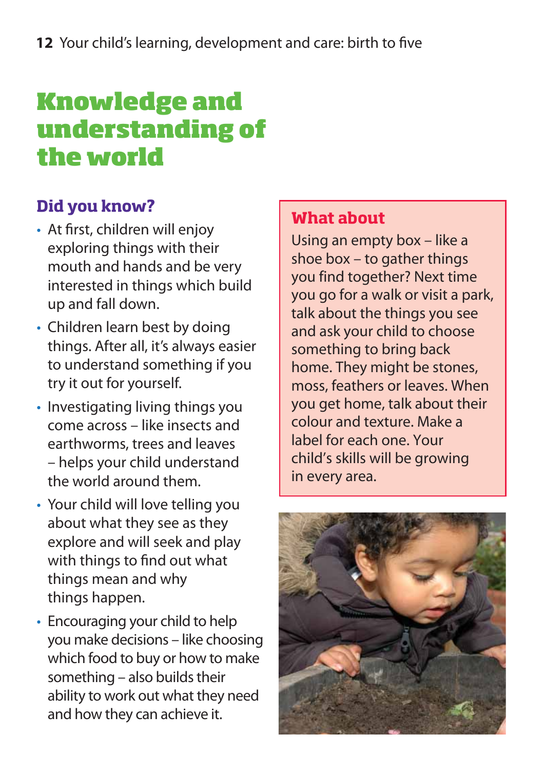# Knowledge and understanding of the world

## Did you know?

- At first, children will enjoy exploring things with their mouth and hands and be very interested in things which build up and fall down.
- Children learn best by doing things. After all, it's always easier to understand something if you try it out for yourself.
- Investigating living things you come across – like insects and earthworms, trees and leaves – helps your child understand the world around them.
- Your child will love telling you about what they see as they explore and will seek and play with things to find out what things mean and why things happen.
- Encouraging your child to help you make decisions – like choosing which food to buy or how to make something – also builds their ability to work out what they need and how they can achieve it.

## What about

Using an empty box – like a shoe box – to gather things you find together? Next time you go for a walk or visit a park, talk about the things you see and ask your child to choose something to bring back home. They might be stones, moss, feathers or leaves. When you get home, talk about their colour and texture. Make a label for each one. Your child's skills will be growing in every area.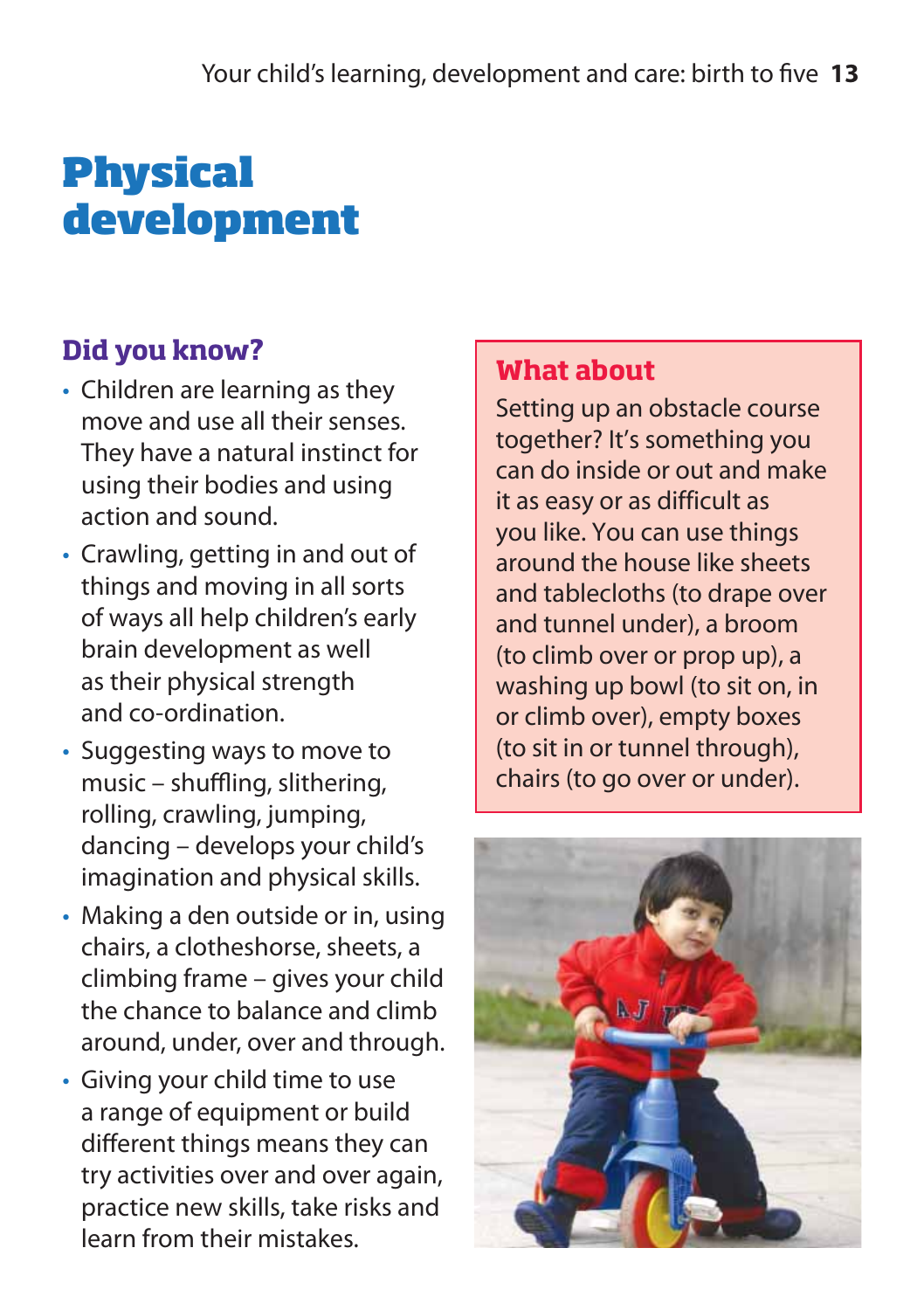# Physical development

## Did you know?

- Children are learning as they move and use all their senses. They have a natural instinct for using their bodies and using action and sound.
- Crawling, getting in and out of things and moving in all sorts of ways all help children's early brain development as well as their physical strength and co-ordination.
- Suggesting ways to move to music – shuffling, slithering, rolling, crawling, jumping, dancing – develops your child's imagination and physical skills.
- Making a den outside or in, using chairs, a clotheshorse, sheets, a climbing frame – gives your child the chance to balance and climb around, under, over and through.
- Giving your child time to use a range of equipment or build different things means they can try activities over and over again, practice new skills, take risks and learn from their mistakes.

## What about

Setting up an obstacle course together? It's something you can do inside or out and make it as easy or as difficult as you like. You can use things around the house like sheets and tablecloths (to drape over and tunnel under), a broom (to climb over or prop up), a washing up bowl (to sit on, in or climb over), empty boxes (to sit in or tunnel through), chairs (to go over or under).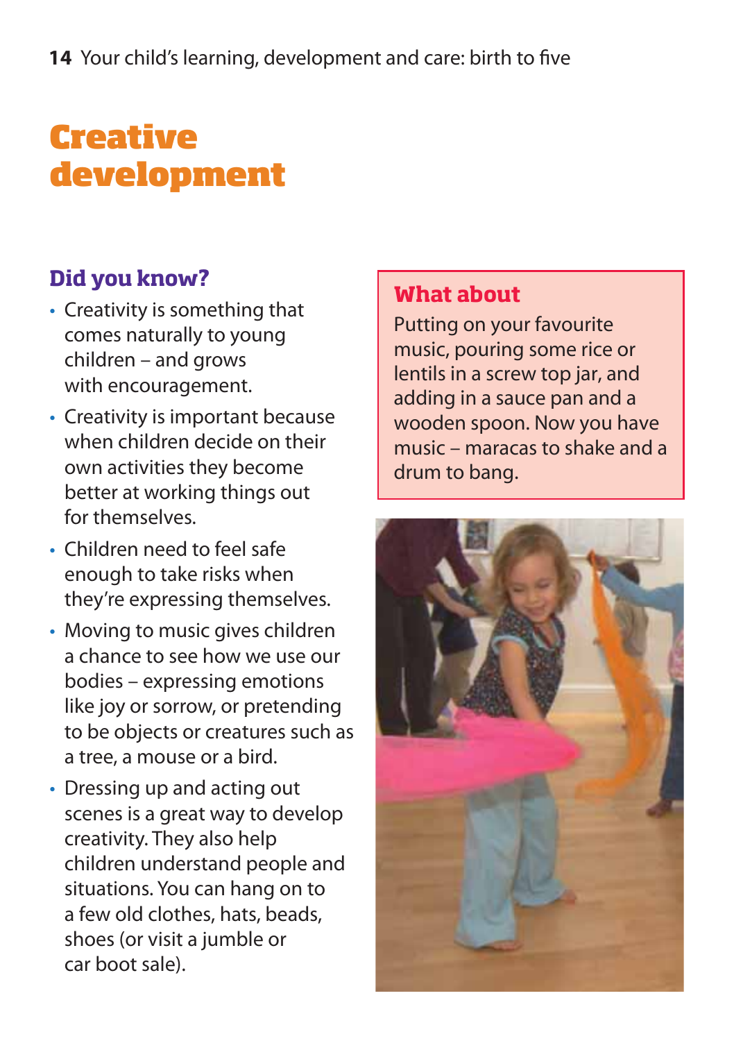# Creative development

## Did you know?

- Creativity is something that comes naturally to young children – and grows with encouragement.
- Creativity is important because when children decide on their own activities they become better at working things out for themselves.
- Children need to feel safe enough to take risks when they're expressing themselves.
- Moving to music gives children a chance to see how we use our bodies – expressing emotions like joy or sorrow, or pretending to be objects or creatures such as a tree, a mouse or a bird.
- Dressing up and acting out scenes is a great way to develop creativity. They also help children understand people and situations. You can hang on to a few old clothes, hats, beads, shoes (or visit a jumble or car boot sale).

## What about

Putting on your favourite music, pouring some rice or lentils in a screw top jar, and adding in a sauce pan and a wooden spoon. Now you have music – maracas to shake and a drum to bang.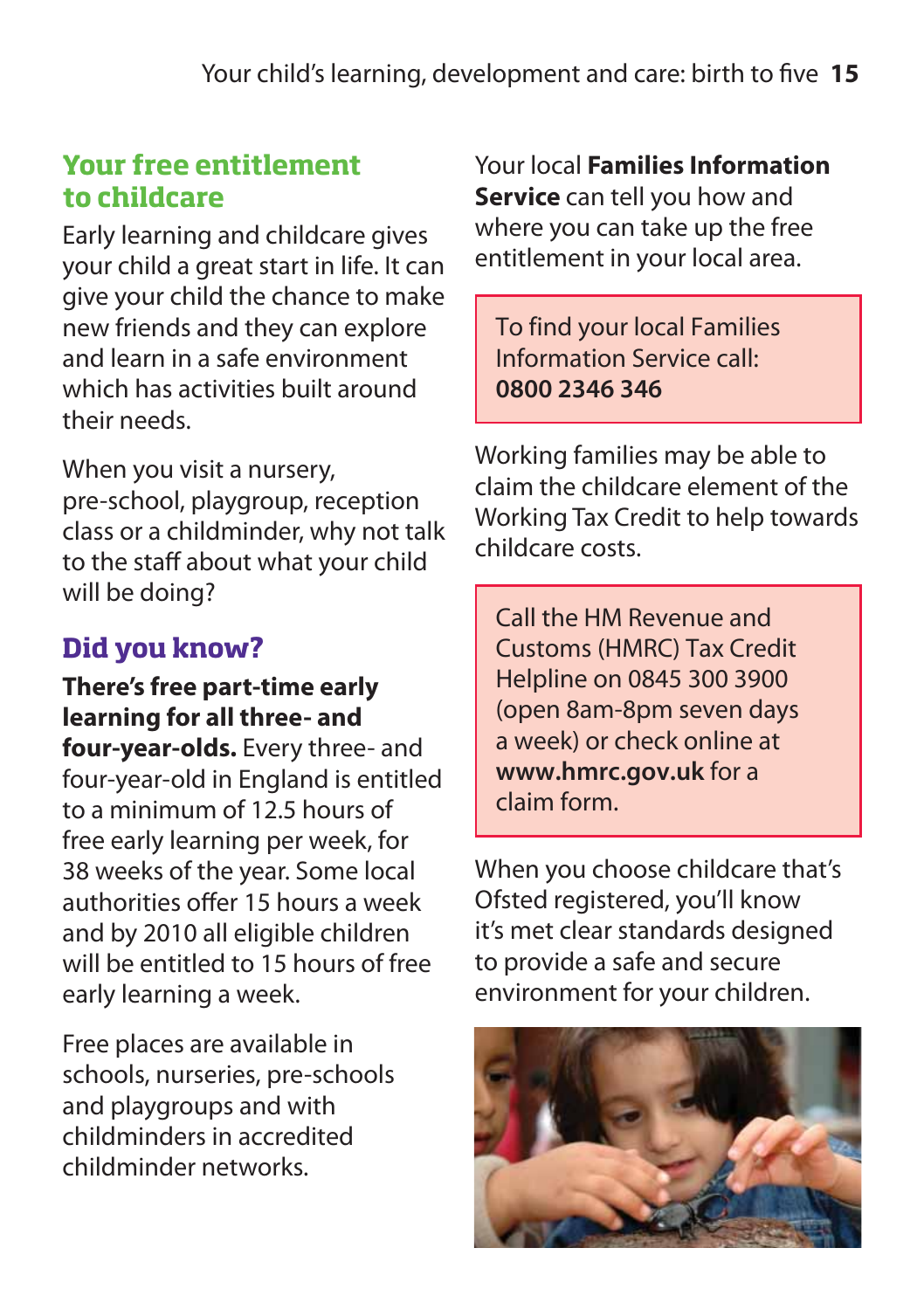## Your free entitlement to childcare

Early learning and childcare gives your child a great start in life. It can give your child the chance to make new friends and they can explore and learn in a safe environment which has activities built around their needs.

When you visit a nursery, pre-school, playgroup, reception class or a childminder, why not talk to the staff about what your child will be doing?

## Did you know?

**There's free part-time early learning for all three- and four-year-olds.** Every three- and four-year-old in England is entitled to a minimum of 12.5 hours of free early learning per week, for 38 weeks of the year. Some local authorities offer 15 hours a week and by 2010 all eligible children will be entitled to 15 hours of free early learning a week.

Free places are available in schools, nurseries, pre-schools and playgroups and with childminders in accredited childminder networks.

Your local **Families Information Service** can tell you how and where you can take up the free entitlement in your local area.

> To find your local Families Information Service call:
> **0800 2346 346**

Working families may be able to claim the childcare element of the Working Tax Credit to help towards childcare costs.

> Call the HM Revenue and Customs (HMRC) Tax Credit Helpline on 0845 300 3900 (open 8am-8pm seven days a week) or check online at **www.hmrc.gov.uk** for a claim form.

When you choose childcare that's Ofsted registered, you'll know it's met clear standards designed to provide a safe and secure environment for your children.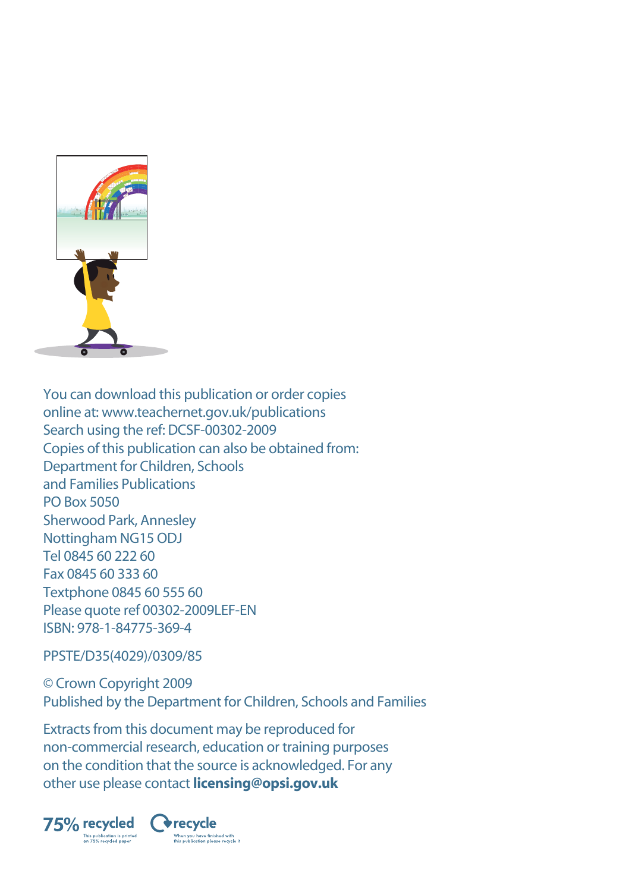You can download this publication or order copies online at: www.teachernet.gov.uk/publications
Search using the ref: DCSF-00302-2009
Copies of this publication can also be obtained from:
Department for Children, Schools and Families Publications
PO Box 5050
Sherwood Park, Annesley
Nottingham NG15 ODJ
Tel 0845 60 222 60
Fax 0845 60 333 60
Textphone 0845 60 555 60
Please quote ref 00302-2009LEF-EN
ISBN: 978-1-84775-369-4

PPSTE/D35(4029)/0309/85

© Crown Copyright 2009
Published by the Department for Children, Schools and Families

Extracts from this document may be reproduced for non-commercial research, education or training purposes on the condition that the source is acknowledged. For any other use please contact **licensing@opsi.gov.uk**

**75% recycled** This publication is printed on 75% recycled paper

**recycle** When you have finished with this publication please recycle it